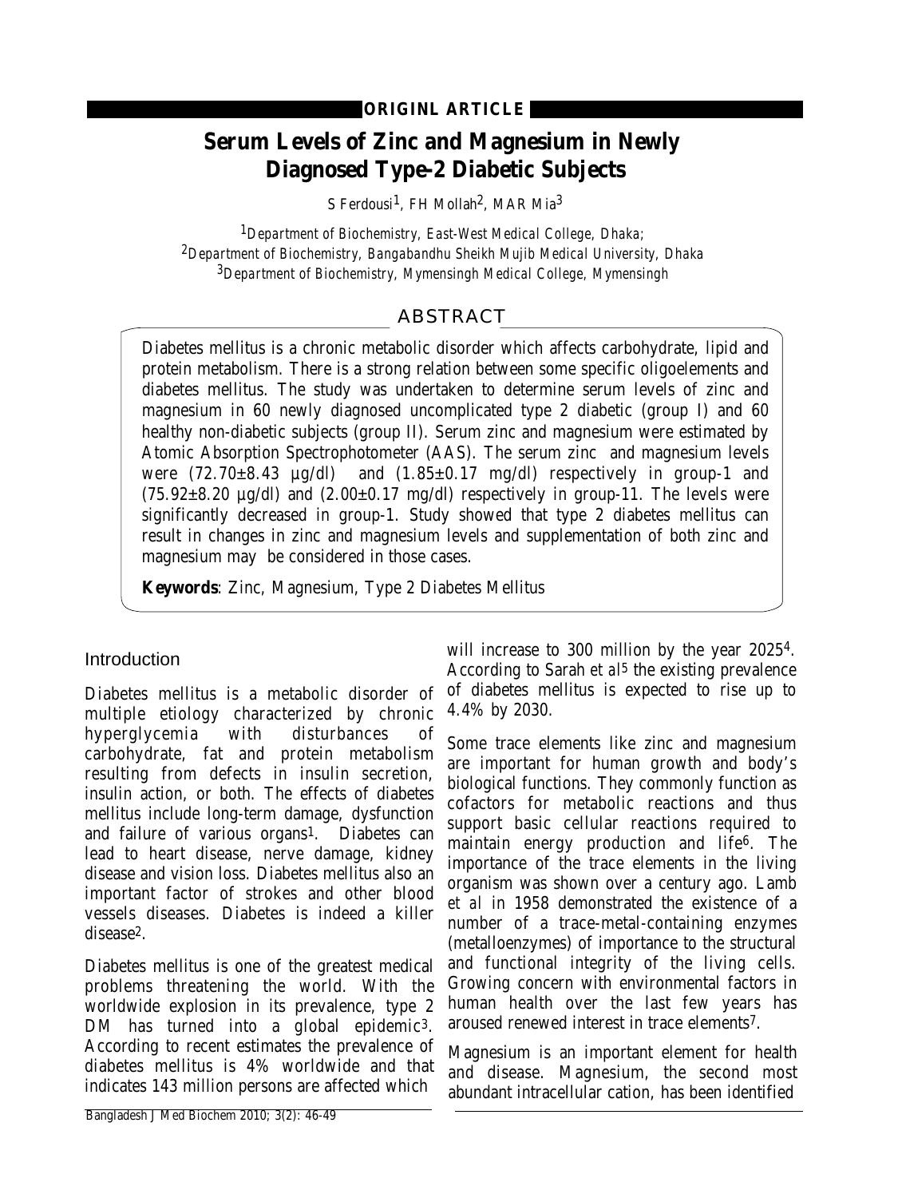ORIGINL ARTICLE

# Serum Levels of Zinc and Magnesium in Newly Diagnosed Type-2 Diabetic Subjects

S Ferdousi[1], FH Mollah[2], MAR Mia[3]

[1]*Department of Biochemistry, East-West Medical College, Dhaka;*
[2]*Department of Biochemistry, Bangabandhu Sheikh Mujib Medical University, Dhaka*
[3]*Department of Biochemistry, Mymensingh Medical College, Mymensingh*

## ABSTRACT

Diabetes mellitus is a chronic metabolic disorder which affects carbohydrate, lipid and protein metabolism. There is a strong relation between some specific oligoelements and diabetes mellitus. The study was undertaken to determine serum levels of zinc and magnesium in 60 newly diagnosed uncomplicated type 2 diabetic (group I) and 60 healthy non-diabetic subjects (group II). Serum zinc and magnesium were estimated by Atomic Absorption Spectrophotometer (AAS). The serum zinc and magnesium levels were (72.70±8.43 µg/dl) and (1.85±0.17 mg/dl) respectively in group-1 and (75.92±8.20 µg/dl) and (2.00±0.17 mg/dl) respectively in group-11. The levels were significantly decreased in group-1. Study showed that type 2 diabetes mellitus can result in changes in zinc and magnesium levels and supplementation of both zinc and magnesium may be considered in those cases.

**Keywords**: Zinc, Magnesium, Type 2 Diabetes Mellitus

## Introduction

Diabetes mellitus is a metabolic disorder of multiple etiology characterized by chronic hyperglycemia with disturbances of carbohydrate, fat and protein metabolism resulting from defects in insulin secretion, insulin action, or both. The effects of diabetes mellitus include long-term damage, dysfunction and failure of various organs[1]. Diabetes can lead to heart disease, nerve damage, kidney disease and vision loss. Diabetes mellitus also an important factor of strokes and other blood vessels diseases. Diabetes is indeed a killer disease[2].

Diabetes mellitus is one of the greatest medical problems threatening the world. With the worldwide explosion in its prevalence, type 2 DM has turned into a global epidemic[3]. According to recent estimates the prevalence of diabetes mellitus is 4% worldwide and that indicates 143 million persons are affected which will increase to 300 million by the year 2025[4]. According to Sarah *et al*[5] the existing prevalence of diabetes mellitus is expected to rise up to 4.4% by 2030.

Some trace elements like zinc and magnesium are important for human growth and body's biological functions. They commonly function as cofactors for metabolic reactions and thus support basic cellular reactions required to maintain energy production and life[6]. The importance of the trace elements in the living organism was shown over a century ago. Lamb *et al* in 1958 demonstrated the existence of a number of a trace-metal-containing enzymes (metalloenzymes) of importance to the structural and functional integrity of the living cells. Growing concern with environmental factors in human health over the last few years has aroused renewed interest in trace elements[7].

Magnesium is an important element for health and disease. Magnesium, the second most abundant intracellular cation, has been identified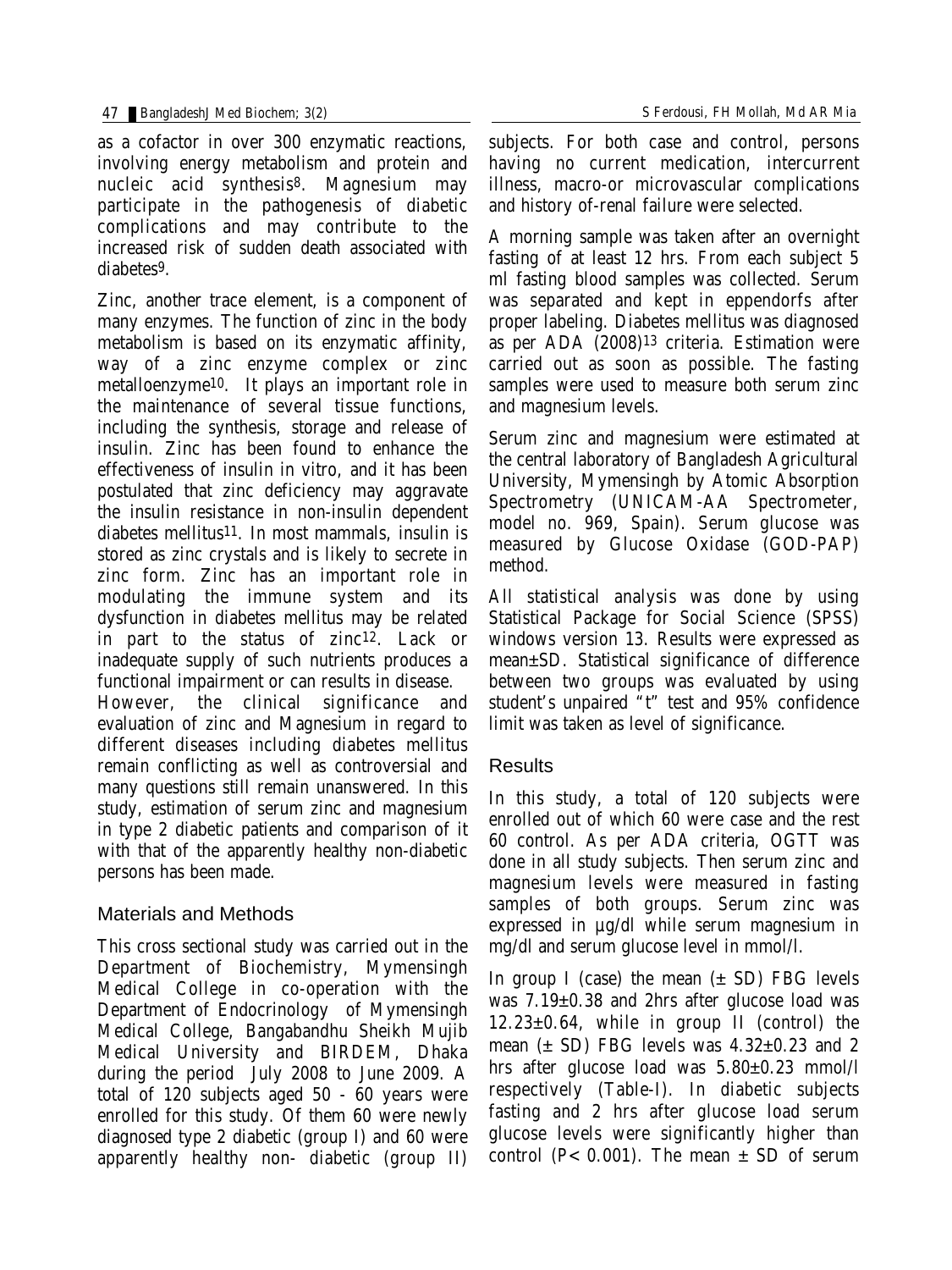as a cofactor in over 300 enzymatic reactions, involving energy metabolism and protein and nucleic acid synthesis[8]. Magnesium may participate in the pathogenesis of diabetic complications and may contribute to the increased risk of sudden death associated with diabetes[9].

Zinc, another trace element, is a component of many enzymes. The function of zinc in the body metabolism is based on its enzymatic affinity, way of a zinc enzyme complex or zinc metalloenzyme[10]. It plays an important role in the maintenance of several tissue functions, including the synthesis, storage and release of insulin. Zinc has been found to enhance the effectiveness of insulin in vitro, and it has been postulated that zinc deficiency may aggravate the insulin resistance in non-insulin dependent diabetes mellitus[11]. In most mammals, insulin is stored as zinc crystals and is likely to secrete in zinc form. Zinc has an important role in modulating the immune system and its dysfunction in diabetes mellitus may be related in part to the status of zinc[12]. Lack or inadequate supply of such nutrients produces a functional impairment or can results in disease.

However, the clinical significance and evaluation of zinc and Magnesium in regard to different diseases including diabetes mellitus remain conflicting as well as controversial and many questions still remain unanswered. In this study, estimation of serum zinc and magnesium in type 2 diabetic patients and comparison of it with that of the apparently healthy non-diabetic persons has been made.

## Materials and Methods

This cross sectional study was carried out in the Department of Biochemistry, Mymensingh Medical College in co-operation with the Department of Endocrinology of Mymensingh Medical College, Bangabandhu Sheikh Mujib Medical University and BIRDEM, Dhaka during the period July 2008 to June 2009. A total of 120 subjects aged 50 - 60 years were enrolled for this study. Of them 60 were newly diagnosed type 2 diabetic (group I) and 60 were apparently healthy non- diabetic (group II) subjects. For both case and control, persons having no current medication, intercurrent illness, macro-or microvascular complications and history of-renal failure were selected.

A morning sample was taken after an overnight fasting of at least 12 hrs. From each subject 5 ml fasting blood samples was collected. Serum was separated and kept in eppendorfs after proper labeling. Diabetes mellitus was diagnosed as per ADA (2008)[13] criteria. Estimation were carried out as soon as possible. The fasting samples were used to measure both serum zinc and magnesium levels.

Serum zinc and magnesium were estimated at the central laboratory of Bangladesh Agricultural University, Mymensingh by Atomic Absorption Spectrometry (UNICAM-AA Spectrometer, model no. 969, Spain). Serum glucose was measured by Glucose Oxidase (GOD-PAP) method.

All statistical analysis was done by using Statistical Package for Social Science (SPSS) windows version 13. Results were expressed as mean±SD. Statistical significance of difference between two groups was evaluated by using student's unpaired "t" test and 95% confidence limit was taken as level of significance.

## Results

In this study, a total of 120 subjects were enrolled out of which 60 were case and the rest 60 control. As per ADA criteria, OGTT was done in all study subjects. Then serum zinc and magnesium levels were measured in fasting samples of both groups. Serum zinc was expressed in µg/dl while serum magnesium in mg/dl and serum glucose level in mmol/l.

In group I (case) the mean (± SD) FBG levels was 7.19±0.38 and 2hrs after glucose load was 12.23±0.64, while in group II (control) the mean (± SD) FBG levels was 4.32±0.23 and 2 hrs after glucose load was 5.80±0.23 mmol/l respectively (Table-I). In diabetic subjects fasting and 2 hrs after glucose load serum glucose levels were significantly higher than control ($P < 0.001$). The mean ± SD of serum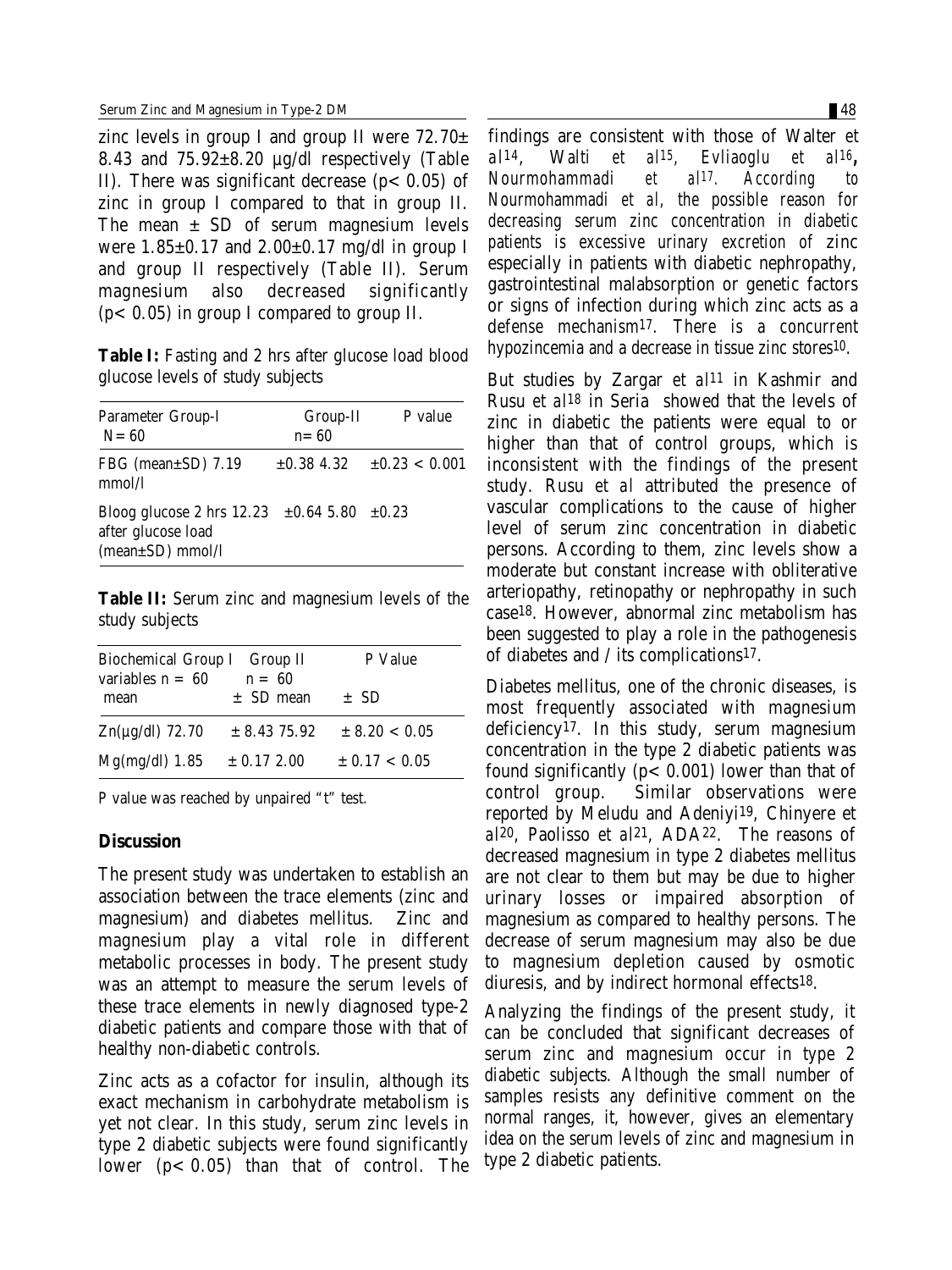zinc levels in group I and group II were 72.70± 8.43 and 75.92±8.20 µg/dl respectively (Table II). There was significant decrease ($p < 0.05$) of zinc in group I compared to that in group II. The mean ± SD of serum magnesium levels were 1.85±0.17 and 2.00±0.17 mg/dl in group I and group II respectively (Table II). Serum magnesium also decreased significantly ($p < 0.05$) in group I compared to group II.

**Table I:** Fasting and 2 hrs after glucose load blood glucose levels of study subjects

| Parameter | Group-I N= 60 | Group-II n= 60 | P value |
|---|---|---|---|
| FBG (mean±SD) mmol/l | 7.19 ±0.38 | 4.32 ±0.23 | < 0.001 |
| Bloog glucose 2 hrs after glucose load (mean±SD) mmol/l | 12.23 ±0.64 | 5.80 ±0.23 | |

**Table II:** Serum zinc and magnesium levels of the study subjects

| Biochemical variables | Group I n = 60 mean ± SD | Group II n = 60 mean ± SD | P Value |
|---|---|---|---|
| Zn(µg/dl) | 72.70 ± 8.43 | 75.92 ± 8.20 | < 0.05 |
| Mg(mg/dl) | 1.85 ± 0.17 | 2.00 ± 0.17 | < 0.05 |

P value was reached by unpaired "t" test.

## Discussion

The present study was undertaken to establish an association between the trace elements (zinc and magnesium) and diabetes mellitus. Zinc and magnesium play a vital role in different metabolic processes in body. The present study was an attempt to measure the serum levels of these trace elements in newly diagnosed type-2 diabetic patients and compare those with that of healthy non-diabetic controls.

Zinc acts as a cofactor for insulin, although its exact mechanism in carbohydrate metabolism is yet not clear. In this study, serum zinc levels in type 2 diabetic subjects were found significantly lower ($p < 0.05$) than that of control. The findings are consistent with those of Walter *et al*[14], Walti *et al*[15], Evliaoglu *et al*[16], Nourmohammadi *et al*[17]. According to Nourmohammadi *et al*, the possible reason for decreasing serum zinc concentration in diabetic patients is excessive urinary excretion of zinc especially in patients with diabetic nephropathy, gastrointestinal malabsorption or genetic factors or signs of infection during which zinc acts as a defense mechanism[17]. There is a concurrent hypozincemia and a decrease in tissue zinc stores[10].

But studies by Zargar *et al*[11] in Kashmir and Rusu *et al*[18] in Seria showed that the levels of zinc in diabetic the patients were equal to or higher than that of control groups, which is inconsistent with the findings of the present study. Rusu *et al* attributed the presence of vascular complications to the cause of higher level of serum zinc concentration in diabetic persons. According to them, zinc levels show a moderate but constant increase with obliterative arteriopathy, retinopathy or nephropathy in such case[18]. However, abnormal zinc metabolism has been suggested to play a role in the pathogenesis of diabetes and / its complications[17].

Diabetes mellitus, one of the chronic diseases, is most frequently associated with magnesium deficiency[17]. In this study, serum magnesium concentration in the type 2 diabetic patients was found significantly ($p < 0.001$) lower than that of control group. Similar observations were reported by Meludu and Adeniyi[19], Chinyere *et al*[20], Paolisso *et al*[21], ADA[22]. The reasons of decreased magnesium in type 2 diabetes mellitus are not clear to them but may be due to higher urinary losses or impaired absorption of magnesium as compared to healthy persons. The decrease of serum magnesium may also be due to magnesium depletion caused by osmotic diuresis, and by indirect hormonal effects[18].

Analyzing the findings of the present study, it can be concluded that significant decreases of serum zinc and magnesium occur in type 2 diabetic subjects. Although the small number of samples resists any definitive comment on the normal ranges, it, however, gives an elementary idea on the serum levels of zinc and magnesium in type 2 diabetic patients.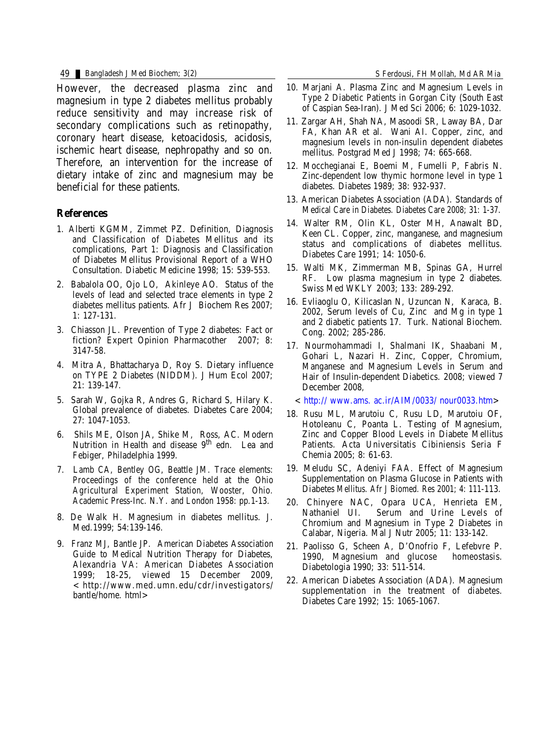However, the decreased plasma zinc and magnesium in type 2 diabetes mellitus probably reduce sensitivity and may increase risk of secondary complications such as retinopathy, coronary heart disease, ketoacidosis, acidosis, ischemic heart disease, nephropathy and so on. Therefore, an intervention for the increase of dietary intake of zinc and magnesium may be beneficial for these patients.

## References

1. Alberti KGMM, Zimmet PZ. Definition, Diagnosis and Classification of Diabetes Mellitus and its complications, Part 1: Diagnosis and Classification of Diabetes Mellitus Provisional Report of a WHO Consultation. Diabetic Medicine 1998; 15: 539-553.
2. Babalola OO, Ojo LO, Akinleye AO. Status of the levels of lead and selected trace elements in type 2 diabetes mellitus patients. Afr J Biochem Res 2007; 1: 127-131.
3. Chiasson JL. Prevention of Type 2 diabetes: Fact or fiction? Expert Opinion Pharmacother 2007; 8: 3147-58.
4. Mitra A, Bhattacharya D, Roy S. Dietary influence on TYPE 2 Diabetes (NIDDM). J Hum Ecol 2007; 21: 139-147.
5. Sarah W, Gojka R, Andres G, Richard S, Hilary K. Global prevalence of diabetes. Diabetes Care 2004; 27: 1047-1053.
6. Shils ME, Olson JA, Shike M, Ross, AC. Modern Nutrition in Health and disease 9th edn. Lea and Febiger, Philadelphia 1999.
7. Lamb CA, Bentley OG, Beattle JM. Trace elements: Proceedings of the conference held at the Ohio Agricultural Experiment Station, Wooster, Ohio. Academic Press-Inc. N.Y. and London 1958: pp.1-13.
8. De Walk H. Magnesium in diabetes mellitus. J. Med.1999; 54:139-146.
9. Franz MJ, Bantle JP. American Diabetes Association Guide to Medical Nutrition Therapy for Diabetes, Alexandria VA: American Diabetes Association 1999; 18-25, viewed 15 December 2009, < http://www.med.umn.edu/cdr/investigators/bantle/home. html>
10. Marjani A. Plasma Zinc and Magnesium Levels in Type 2 Diabetic Patients in Gorgan City (South East of Caspian Sea-Iran). J Med Sci 2006; 6: 1029-1032.
11. Zargar AH, Shah NA, Masoodi SR, Laway BA, Dar FA, Khan AR et al. Wani AI. Copper, zinc, and magnesium levels in non-insulin dependent diabetes mellitus. Postgrad Med J 1998; 74: 665-668.
12. Mocchegianai E, Boemi M, Fumelli P, Fabris N. Zinc-dependent low thymic hormone level in type 1 diabetes. Diabetes 1989; 38: 932-937.
13. American Diabetes Association (ADA). Standards of Medical Care in Diabetes. Diabetes Care 2008; 31: 1-37.
14. Walter RM, Olin KL, Oster MH, Anawalt BD, Keen CL. Copper, zinc, manganese, and magnesium status and complications of diabetes mellitus. Diabetes Care 1991; 14: 1050-6.
15. Walti MK, Zimmerman MB, Spinas GA, Hurrel RF. Low plasma magnesium in type 2 diabetes. Swiss Med WKLY 2003; 133: 289-292.
16. Evliaoglu O, Kilicaslan N, Uzuncan N, Karaca, B. 2002, Serum levels of Cu, Zinc and Mg in type 1 and 2 diabetic patients 17. Turk. National Biochem. Cong. 2002; 285-286.
17. Nourmohammadi I, Shalmani IK, Shaabani M, Gohari L, Nazari H. Zinc, Copper, Chromium, Manganese and Magnesium Levels in Serum and Hair of Insulin-dependent Diabetics. 2008; viewed 7 December 2008, < http:// www.ams. ac.ir/AIM/0033/ nour0033.htm>
18. Rusu ML, Marutoiu C, Rusu LD, Marutoiu OF, Hotoleanu C, Poanta L. Testing of Magnesium, Zinc and Copper Blood Levels in Diabete Mellitus Patients. Acta Universitatis Cibiniensis Seria F Chemia 2005; 8: 61-63.
19. Meludu SC, Adeniyi FAA. Effect of Magnesium Supplementation on Plasma Glucose in Patients with Diabetes Mellitus. Afr J Biomed. Res 2001; 4: 111-113.
20. Chinyere NAC, Opara UCA, Henrieta EM, Nathaniel UI. Serum and Urine Levels of Chromium and Magnesium in Type 2 Diabetes in Calabar, Nigeria. Mal J Nutr 2005; 11: 133-142.
21. Paolisso G, Scheen A, D'Onofrio F, Lefebvre P. 1990, Magnesium and glucose homeostasis. Diabetologia 1990; 33: 511-514.
22. American Diabetes Association (ADA). Magnesium supplementation in the treatment of diabetes. Diabetes Care 1992; 15: 1065-1067.